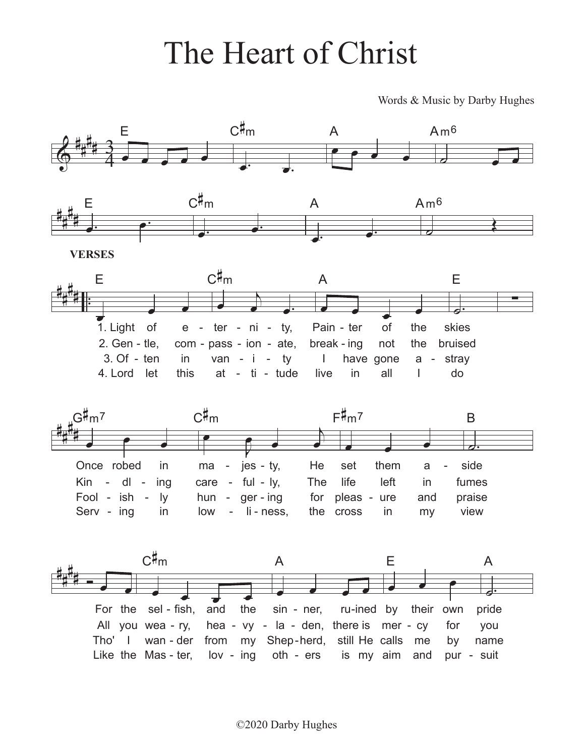# The Heart of Christ

Words & Music by Darby Hughes

E C♯m A Am6

E C♯m A Am6

**VERSES**

E C♯m A E

1. Light of e - ter - ni - ty, Pain - ter of the skies
2. Gen - tle, com - pass - ion - ate, break - ing not the bruised
3. Of - ten in van - i - ty I have gone a - stray
4. Lord let this at - ti - tude live in all I do

G♯m7 C♯m F♯m7 B

Once robed in ma - jes - ty, He set them a - side
Kin - dl - ing care - ful - ly, The life left in fumes
Fool - ish - ly hun - ger - ing for pleas - ure and praise
Serv - ing in low - li - ness, the cross in my view

C♯m A E A

For the sel - fish, and the sin - ner, ru - ined by their own pride
All you wea - ry, hea - vy - la - den, there is mer - cy for you
Tho' I wan - der from my Shep - herd, still He calls me by name
Like the Mas - ter, lov - ing oth - ers is my aim and pur - suit

©2020 Darby Hughes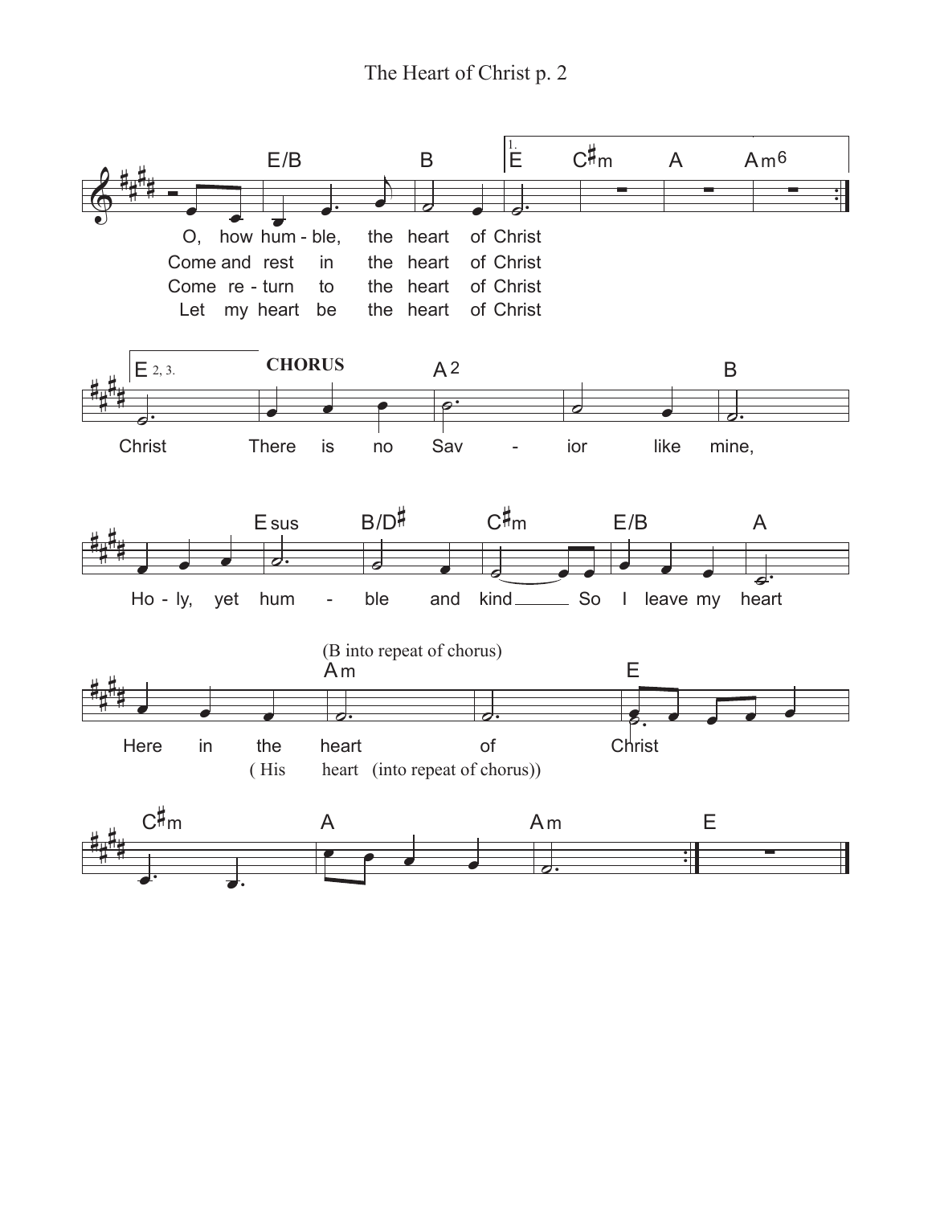The Heart of Christ p. 2

E/B B 1. E C♯m A Am6

O, how hum - ble, the heart of Christ
Come and rest in the heart of Christ
Come re - turn to the heart of Christ
Let my heart be the heart of Christ

E 2, 3. **CHORUS** A2 B

Christ There is no Sav - ior like mine,

E sus B/D♯ C♯m E/B A

Ho - ly, yet hum - ble and kind So I leave my heart

(B into repeat of chorus)

Am E

Here in the heart of Christ
( His heart (into repeat of chorus))

C♯m A Am E